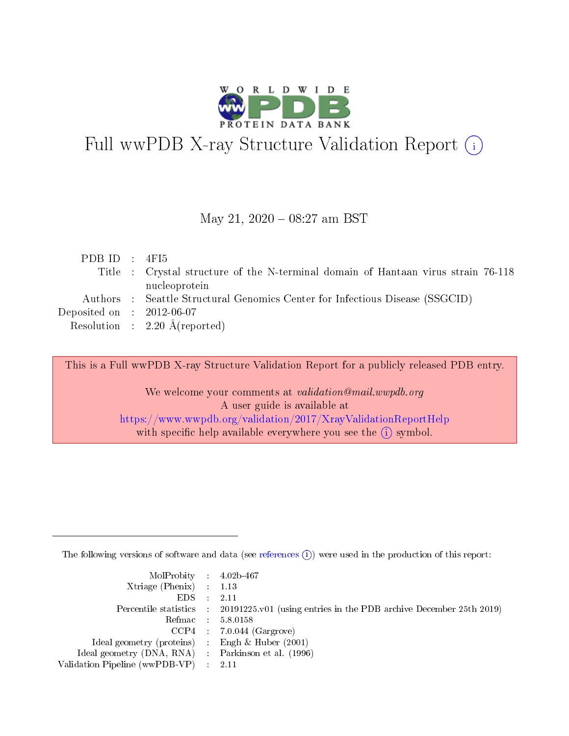# Full wwPDB X-ray Structure Validation Report (i)

May 21, 2020 – 08:27 am BST

| | | |
|---|---|---|
| PDB ID | : | 4FI5 |
| Title | : | Crystal structure of the N-terminal domain of Hantaan virus strain 76-118 nucleoprotein |
| Authors | : | Seattle Structural Genomics Center for Infectious Disease (SSGCID) |
| Deposited on | : | 2012-06-07 |
| Resolution | : | 2.20 Å(reported) |

This is a Full wwPDB X-ray Structure Validation Report for a publicly released PDB entry.

We welcome your comments at *validation@mail.wwpdb.org*
A user guide is available at
https://www.wwpdb.org/validation/2017/XrayValidationReportHelp
with specific help available everywhere you see the (i) symbol.

The following versions of software and data (see references (i)) were used in the production of this report:

| | | |
|---|---|---|
| MolProbity | : | 4.02b-467 |
| Xtriage (Phenix) | : | 1.13 |
| EDS | : | 2.11 |
| Percentile statistics | : | 20191225.v01 (using entries in the PDB archive December 25th 2019) |
| Refmac | : | 5.8.0158 |
| CCP4 | : | 7.0.044 (Gargrove) |
| Ideal geometry (proteins) | : | Engh & Huber (2001) |
| Ideal geometry (DNA, RNA) | : | Parkinson et al. (1996) |
| Validation Pipeline (wwPDB-VP) | : | 2.11 |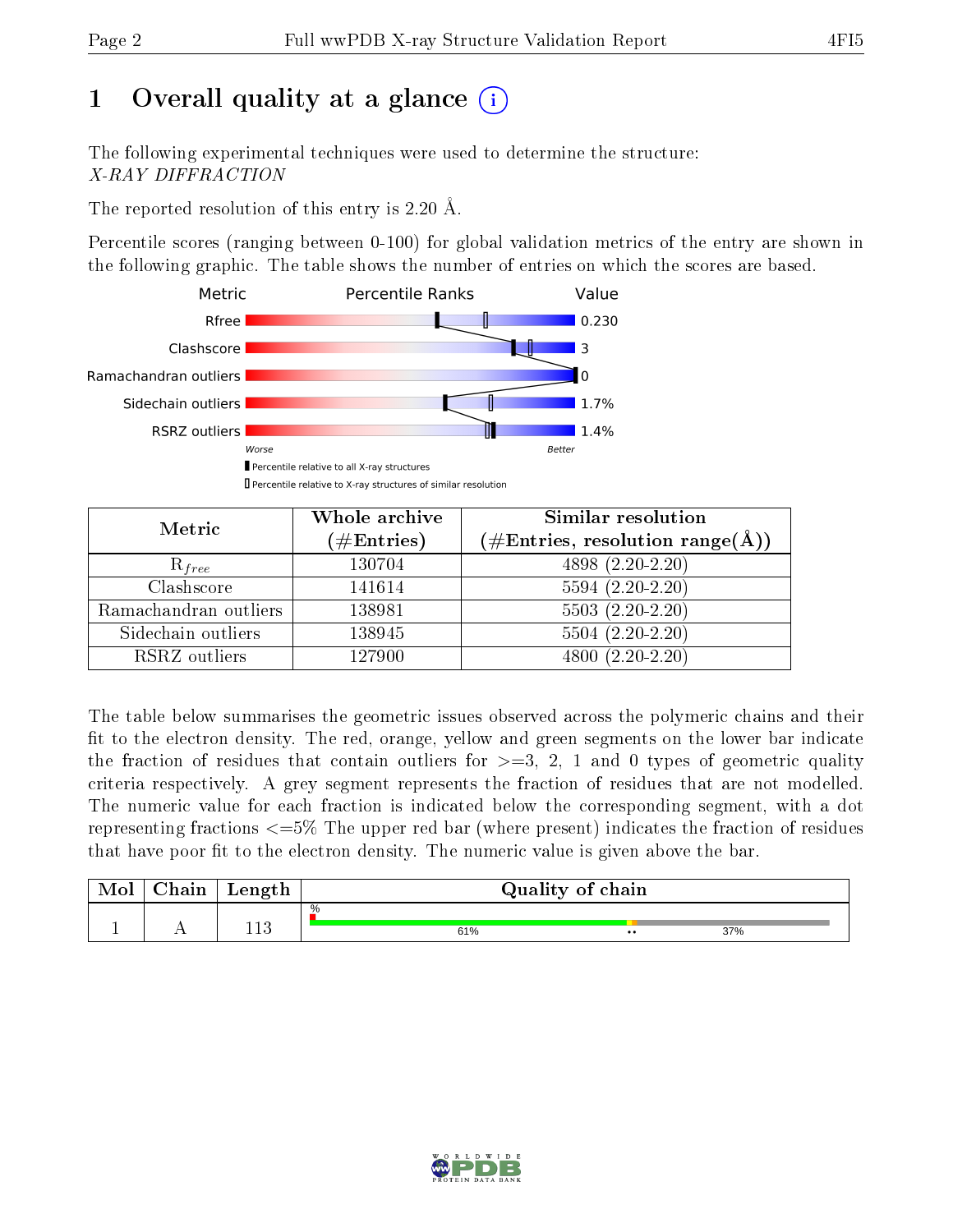# 1 Overall quality at a glance (i)

The following experimental techniques were used to determine the structure:
*X-RAY DIFFRACTION*

The reported resolution of this entry is 2.20 Å.

Percentile scores (ranging between 0-100) for global validation metrics of the entry are shown in the following graphic. The table shows the number of entries on which the scores are based.

| Metric | Value |
|---|---|
| Rfree | 0.230 |
| Clashscore | 3 |
| Ramachandran outliers | 0 |
| Sidechain outliers | 1.7% |
| RSRZ outliers | 1.4% |

Worse — Better

▮ Percentile relative to all X-ray structures
▯ Percentile relative to X-ray structures of similar resolution

| Metric | Whole archive (#Entries) | Similar resolution (#Entries, resolution range(Å)) |
|---|---|---|
| $R_{free}$ | 130704 | 4898 (2.20-2.20) |
| Clashscore | 141614 | 5594 (2.20-2.20) |
| Ramachandran outliers | 138981 | 5503 (2.20-2.20) |
| Sidechain outliers | 138945 | 5504 (2.20-2.20) |
| RSRZ outliers | 127900 | 4800 (2.20-2.20) |

The table below summarises the geometric issues observed across the polymeric chains and their fit to the electron density. The red, orange, yellow and green segments on the lower bar indicate the fraction of residues that contain outliers for >=3, 2, 1 and 0 types of geometric quality criteria respectively. A grey segment represents the fraction of residues that are not modelled. The numeric value for each fraction is indicated below the corresponding segment, with a dot representing fractions <=5% The upper red bar (where present) indicates the fraction of residues that have poor fit to the electron density. The numeric value is given above the bar.

| Mol | Chain | Length | Quality of chain |
|---|---|---|---|
| 1 | A | 113 | % ; 61% ; •• ; 37% |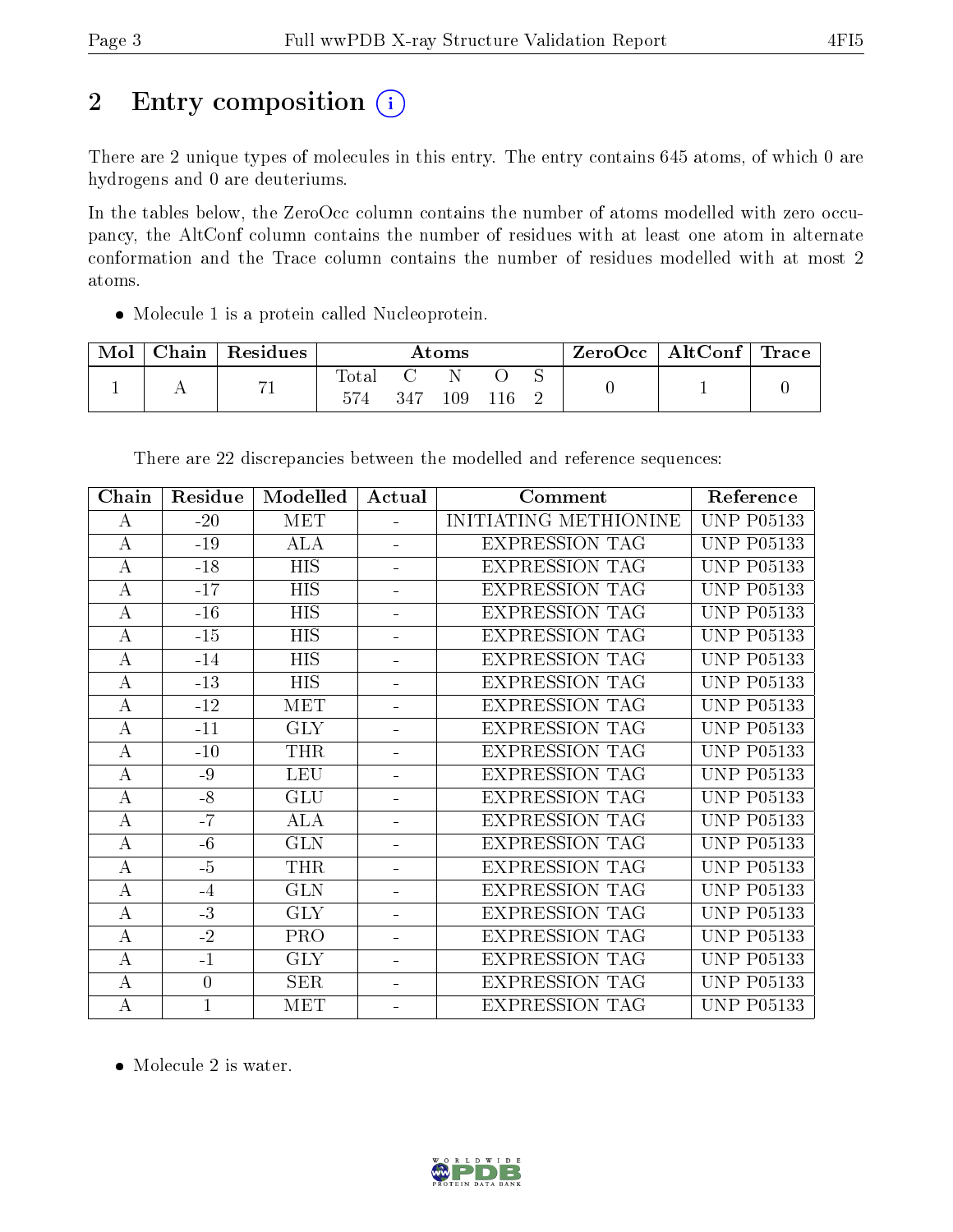# 2 Entry composition

There are 2 unique types of molecules in this entry. The entry contains 645 atoms, of which 0 are hydrogens and 0 are deuteriums.

In the tables below, the ZeroOcc column contains the number of atoms modelled with zero occupancy, the AltConf column contains the number of residues with at least one atom in alternate conformation and the Trace column contains the number of residues modelled with at most 2 atoms.

- Molecule 1 is a protein called Nucleoprotein.

| Mol | Chain | Residues | Atoms | | | | | ZeroOcc | AltConf | Trace |
|---|---|---|---|---|---|---|---|---|---|---|
| | | | Total | C | N | O | S | | | |
| 1 | A | 71 | 574 | 347 | 109 | 116 | 2 | 0 | 1 | 0 |

There are 22 discrepancies between the modelled and reference sequences:

| Chain | Residue | Modelled | Actual | Comment | Reference |
|---|---|---|---|---|---|
| A | -20 | MET | - | INITIATING METHIONINE | UNP P05133 |
| A | -19 | ALA | - | EXPRESSION TAG | UNP P05133 |
| A | -18 | HIS | - | EXPRESSION TAG | UNP P05133 |
| A | -17 | HIS | - | EXPRESSION TAG | UNP P05133 |
| A | -16 | HIS | - | EXPRESSION TAG | UNP P05133 |
| A | -15 | HIS | - | EXPRESSION TAG | UNP P05133 |
| A | -14 | HIS | - | EXPRESSION TAG | UNP P05133 |
| A | -13 | HIS | - | EXPRESSION TAG | UNP P05133 |
| A | -12 | MET | - | EXPRESSION TAG | UNP P05133 |
| A | -11 | GLY | - | EXPRESSION TAG | UNP P05133 |
| A | -10 | THR | - | EXPRESSION TAG | UNP P05133 |
| A | -9 | LEU | - | EXPRESSION TAG | UNP P05133 |
| A | -8 | GLU | - | EXPRESSION TAG | UNP P05133 |
| A | -7 | ALA | - | EXPRESSION TAG | UNP P05133 |
| A | -6 | GLN | - | EXPRESSION TAG | UNP P05133 |
| A | -5 | THR | - | EXPRESSION TAG | UNP P05133 |
| A | -4 | GLN | - | EXPRESSION TAG | UNP P05133 |
| A | -3 | GLY | - | EXPRESSION TAG | UNP P05133 |
| A | -2 | PRO | - | EXPRESSION TAG | UNP P05133 |
| A | -1 | GLY | - | EXPRESSION TAG | UNP P05133 |
| A | 0 | SER | - | EXPRESSION TAG | UNP P05133 |
| A | 1 | MET | - | EXPRESSION TAG | UNP P05133 |

- Molecule 2 is water.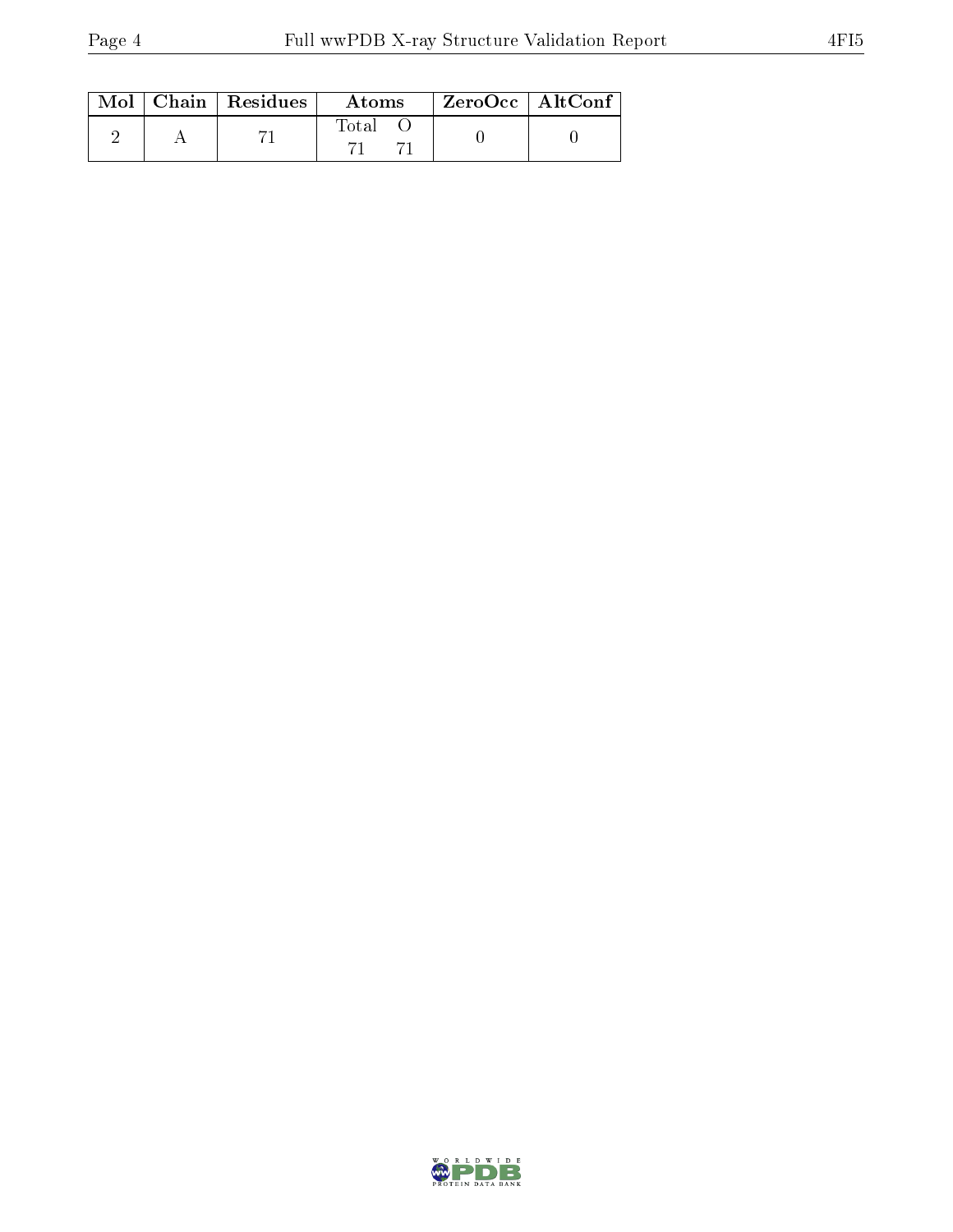| Mol | Chain | Residues | Atoms | | ZeroOcc | AltConf |
|---|---|---|---|---|---|---|
| | | | Total | O | | |
| 2 | A | 71 | 71 | 71 | 0 | 0 |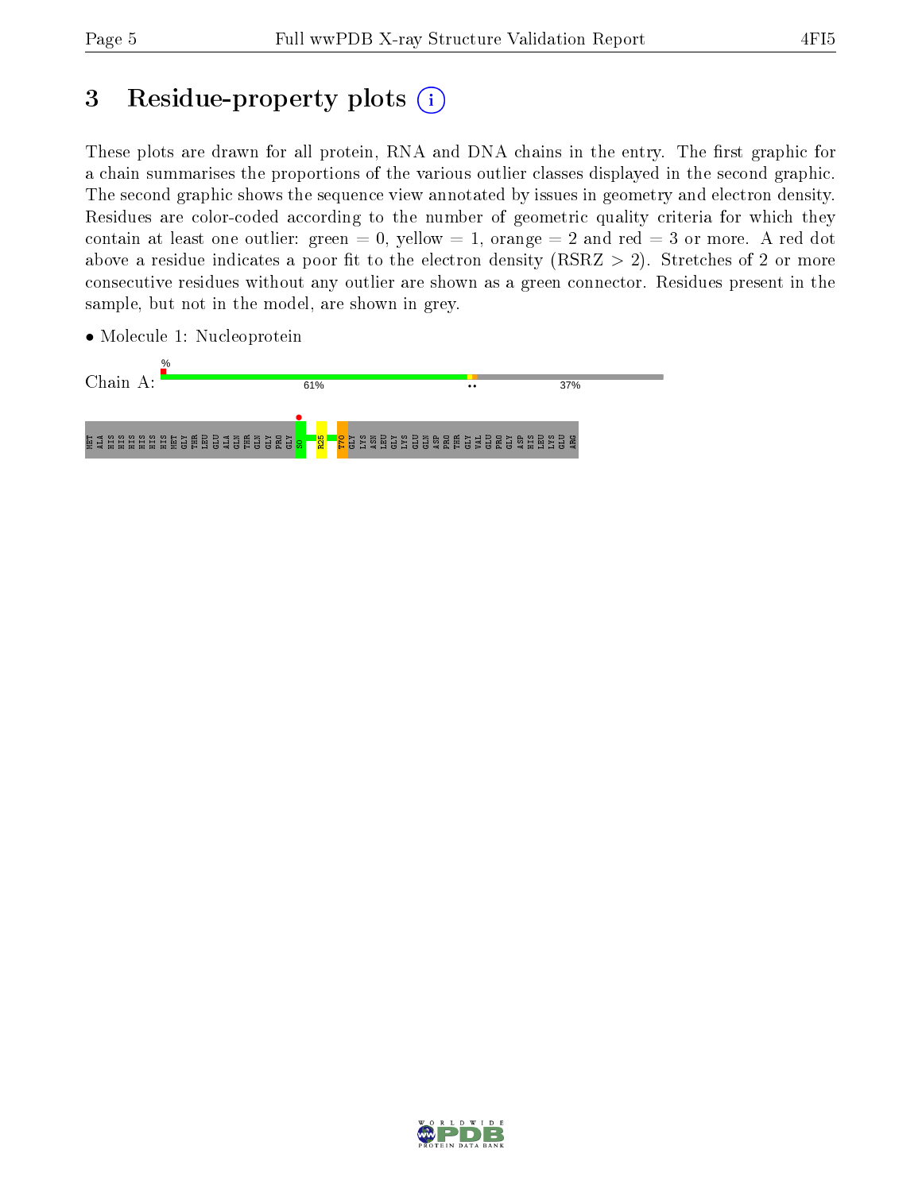# 3 Residue-property plots (i)

These plots are drawn for all protein, RNA and DNA chains in the entry. The first graphic for a chain summarises the proportions of the various outlier classes displayed in the second graphic. The second graphic shows the sequence view annotated by issues in geometry and electron density. Residues are color-coded according to the number of geometric quality criteria for which they contain at least one outlier: green = 0, yellow = 1, orange = 2 and red = 3 or more. A red dot above a residue indicates a poor fit to the electron density (RSRZ > 2). Stretches of 2 or more consecutive residues without any outlier are shown as a green connector. Residues present in the sample, but not in the model, are shown in grey.

- Molecule 1: Nucleoprotein

Chain A: % 61% •• 37%

MET ALA HIS HIS HIS HIS HIS HIS MET GLY THR LEU GLU ALA GLN THR GLN GLY PRO GLY S0 R25 T70 GLY LYS ASN LEU GLY LYS GLU GLN ASP PRO THR GLY VAL GLU PRO GLY ASP HIS LEU LYS GLU ARG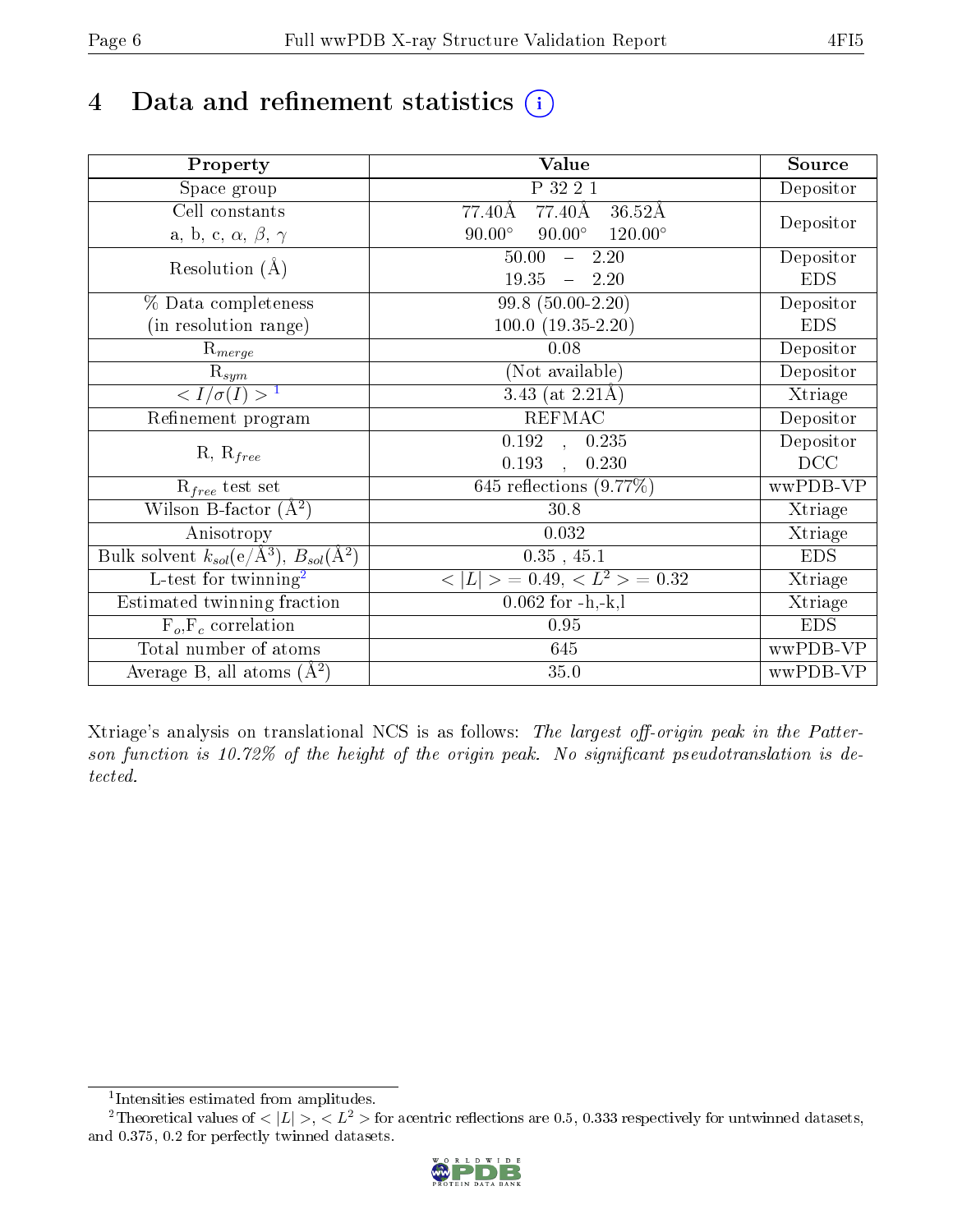# 4 Data and refinement statistics (i)

| Property | Value | Source |
|---|---|---|
| Space group | P 32 2 1 | Depositor |
| Cell constants<br>a, b, c, $\alpha$, $\beta$, $\gamma$ | 77.40Å 77.40Å 36.52Å<br>90.00° 90.00° 120.00° | Depositor |
| Resolution (Å) | 50.00 – 2.20<br>19.35 – 2.20 | Depositor<br>EDS |
| % Data completeness<br>(in resolution range) | 99.8 (50.00-2.20)<br>100.0 (19.35-2.20) | Depositor<br>EDS |
| $R_{merge}$ | 0.08 | Depositor |
| $R_{sym}$ | (Not available) | Depositor |
| $< I/\sigma(I) >$ [1] | 3.43 (at 2.21Å) | Xtriage |
| Refinement program | REFMAC | Depositor |
| R, $R_{free}$ | 0.192 , 0.235<br>0.193 , 0.230 | Depositor<br>DCC |
| $R_{free}$ test set | 645 reflections (9.77%) | wwPDB-VP |
| Wilson B-factor (Å$^2$) | 30.8 | Xtriage |
| Anisotropy | 0.032 | Xtriage |
| Bulk solvent $k_{sol}$(e/Å$^3$), $B_{sol}$(Å$^2$) | 0.35 , 45.1 | EDS |
| L-test for twinning[2] | $< \|L\| >$ = 0.49, $< L^2 >$ = 0.32 | Xtriage |
| Estimated twinning fraction | 0.062 for -h,-k,l | Xtriage |
| $F_o$,$F_c$ correlation | 0.95 | EDS |
| Total number of atoms | 645 | wwPDB-VP |
| Average B, all atoms (Å$^2$) | 35.0 | wwPDB-VP |

Xtriage's analysis on translational NCS is as follows: *The largest off-origin peak in the Patterson function is 10.72% of the height of the origin peak. No significant pseudotranslation is detected.*

[1] Intensities estimated from amplitudes.

[2] Theoretical values of $< |L| >$, $< L^2 >$ for acentric reflections are 0.5, 0.333 respectively for untwinned datasets, and 0.375, 0.2 for perfectly twinned datasets.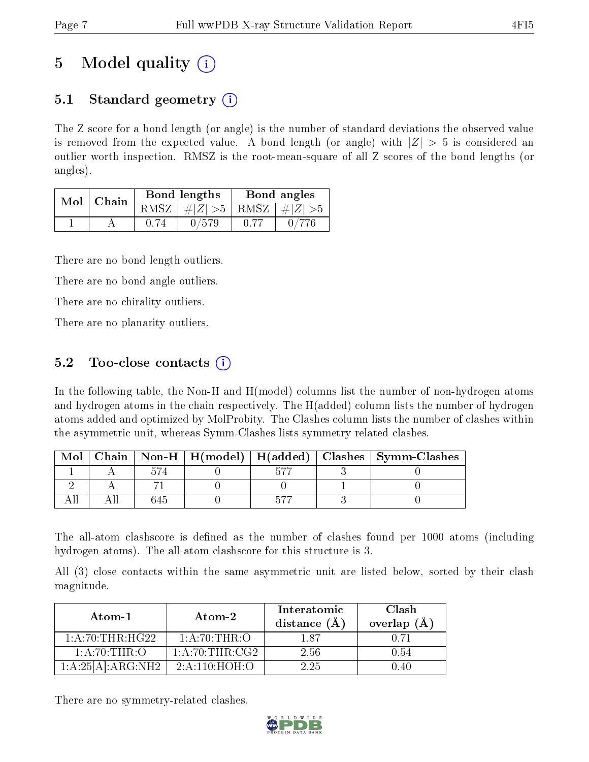# 5 Model quality (i)

## 5.1 Standard geometry (i)

The Z score for a bond length (or angle) is the number of standard deviations the observed value is removed from the expected value. A bond length (or angle) with $|Z| > 5$ is considered an outlier worth inspection. RMSZ is the root-mean-square of all Z scores of the bond lengths (or angles).

| Mol | Chain | Bond lengths | | Bond angles | |
|---|---|---|---|---|---|
| | | RMSZ | $\#\|Z\| > 5$ | RMSZ | $\#\|Z\| > 5$ |
| 1 | A | 0.74 | 0/579 | 0.77 | 0/776 |

There are no bond length outliers.

There are no bond angle outliers.

There are no chirality outliers.

There are no planarity outliers.

## 5.2 Too-close contacts (i)

In the following table, the Non-H and H(model) columns list the number of non-hydrogen atoms and hydrogen atoms in the chain respectively. The H(added) column lists the number of hydrogen atoms added and optimized by MolProbity. The Clashes column lists the number of clashes within the asymmetric unit, whereas Symm-Clashes lists symmetry related clashes.

| Mol | Chain | Non-H | H(model) | H(added) | Clashes | Symm-Clashes |
|---|---|---|---|---|---|---|
| 1 | A | 574 | 0 | 577 | 3 | 0 |
| 2 | A | 71 | 0 | 0 | 1 | 0 |
| All | All | 645 | 0 | 577 | 3 | 0 |

The all-atom clashscore is defined as the number of clashes found per 1000 atoms (including hydrogen atoms). The all-atom clashscore for this structure is 3.

All (3) close contacts within the same asymmetric unit are listed below, sorted by their clash magnitude.

| Atom-1 | Atom-2 | Interatomic distance (Å) | Clash overlap (Å) |
|---|---|---|---|
| 1:A:70:THR:HG22 | 1:A:70:THR:O | 1.87 | 0.71 |
| 1:A:70:THR:O | 1:A:70:THR:CG2 | 2.56 | 0.54 |
| 1:A:25[A]:ARG:NH2 | 2:A:110:HOH:O | 2.25 | 0.40 |

There are no symmetry-related clashes.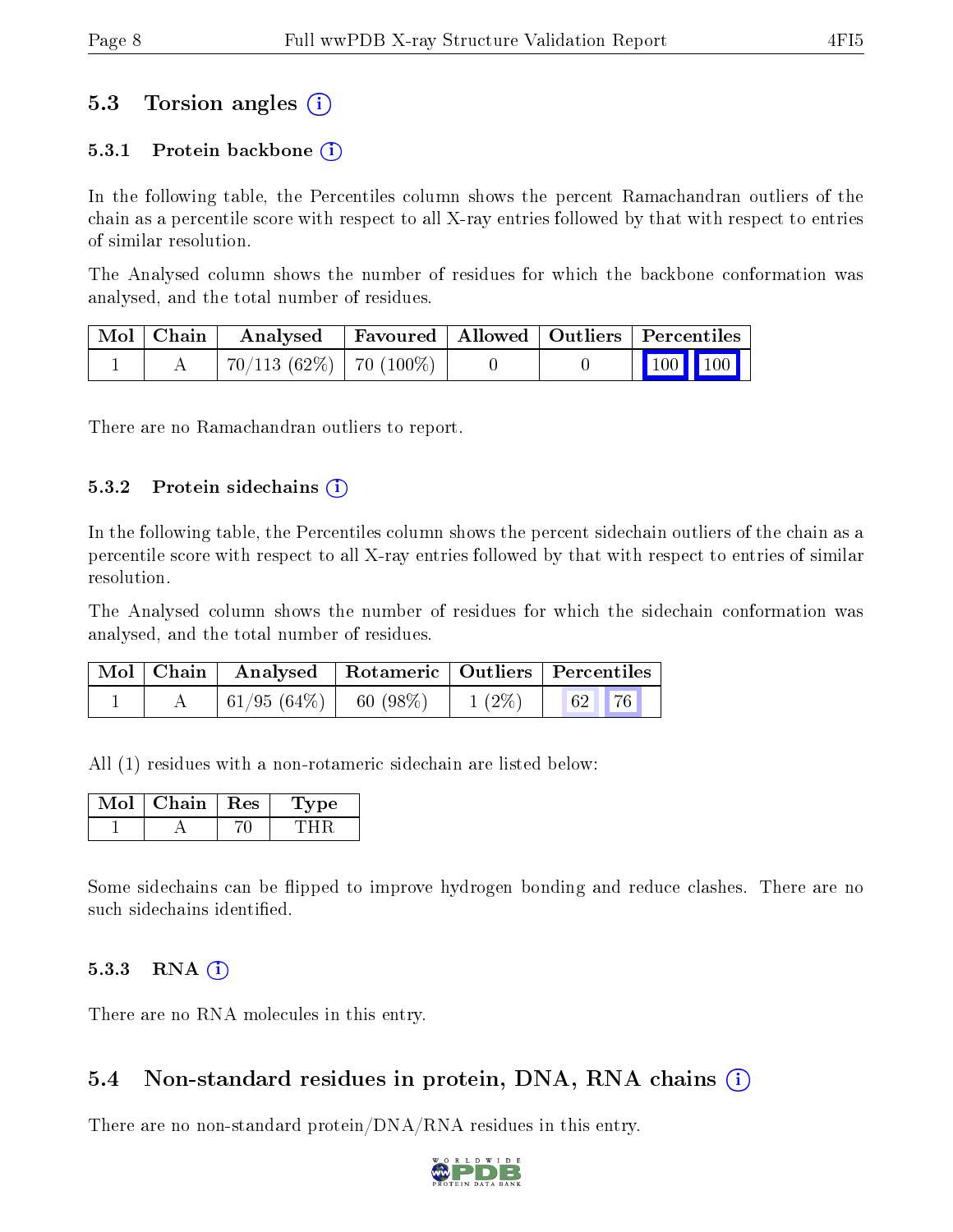## 5.3 Torsion angles (i)

### 5.3.1 Protein backbone (i)

In the following table, the Percentiles column shows the percent Ramachandran outliers of the chain as a percentile score with respect to all X-ray entries followed by that with respect to entries of similar resolution.

The Analysed column shows the number of residues for which the backbone conformation was analysed, and the total number of residues.

| Mol | Chain | Analysed | Favoured | Allowed | Outliers | Percentiles | |
|---|---|---|---|---|---|---|---|
| 1 | A | 70/113 (62%) | 70 (100%) | 0 | 0 | 100 | 100 |

There are no Ramachandran outliers to report.

### 5.3.2 Protein sidechains (i)

In the following table, the Percentiles column shows the percent sidechain outliers of the chain as a percentile score with respect to all X-ray entries followed by that with respect to entries of similar resolution.

The Analysed column shows the number of residues for which the sidechain conformation was analysed, and the total number of residues.

| Mol | Chain | Analysed | Rotameric | Outliers | Percentiles | |
|---|---|---|---|---|---|---|
| 1 | A | 61/95 (64%) | 60 (98%) | 1 (2%) | 62 | 76 |

All (1) residues with a non-rotameric sidechain are listed below:

| Mol | Chain | Res | Type |
|---|---|---|---|
| 1 | A | 70 | THR |

Some sidechains can be flipped to improve hydrogen bonding and reduce clashes. There are no such sidechains identified.

### 5.3.3 RNA (i)

There are no RNA molecules in this entry.

## 5.4 Non-standard residues in protein, DNA, RNA chains (i)

There are no non-standard protein/DNA/RNA residues in this entry.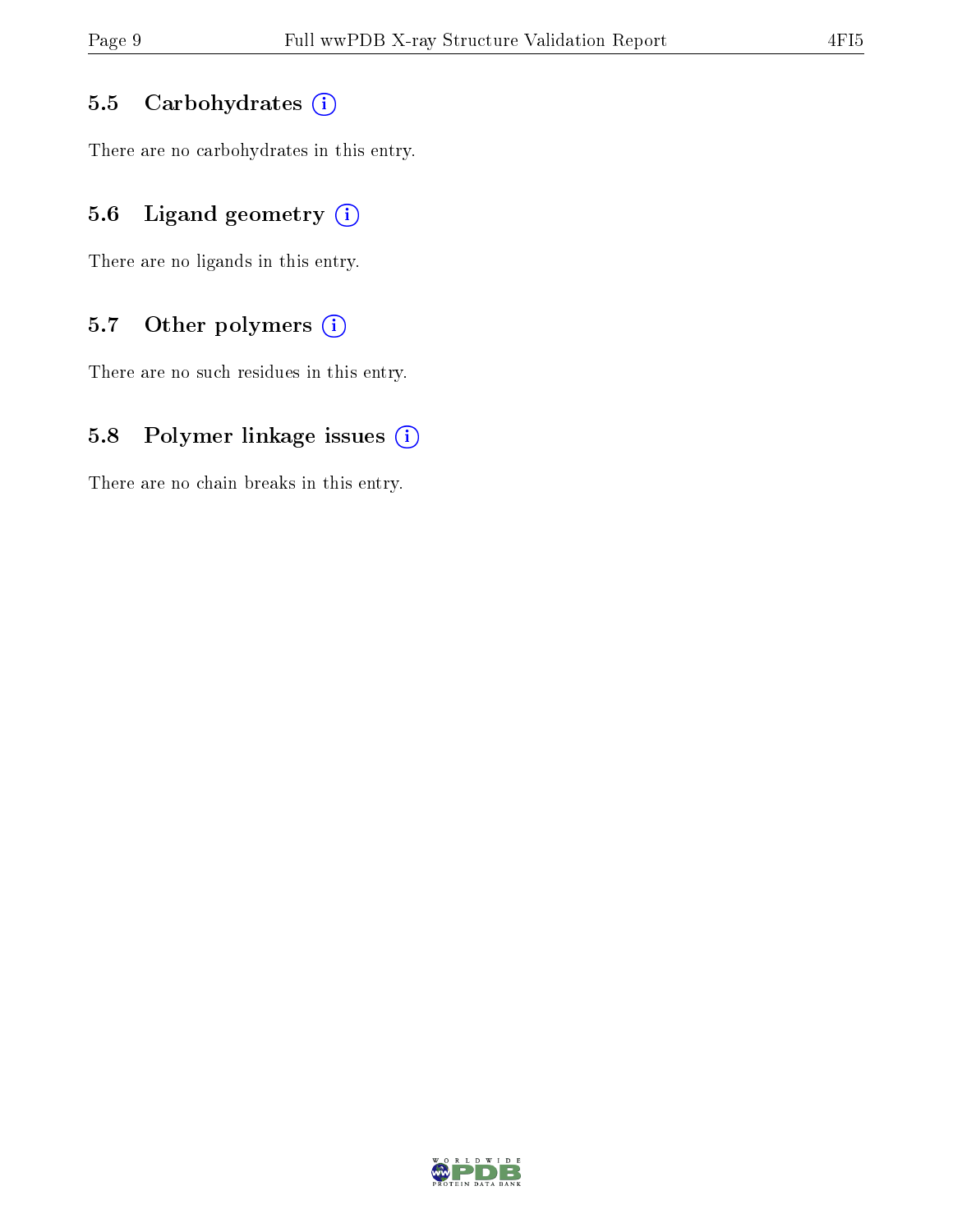### 5.5 Carbohydrates (i)

There are no carbohydrates in this entry.

### 5.6 Ligand geometry (i)

There are no ligands in this entry.

### 5.7 Other polymers (i)

There are no such residues in this entry.

### 5.8 Polymer linkage issues (i)

There are no chain breaks in this entry.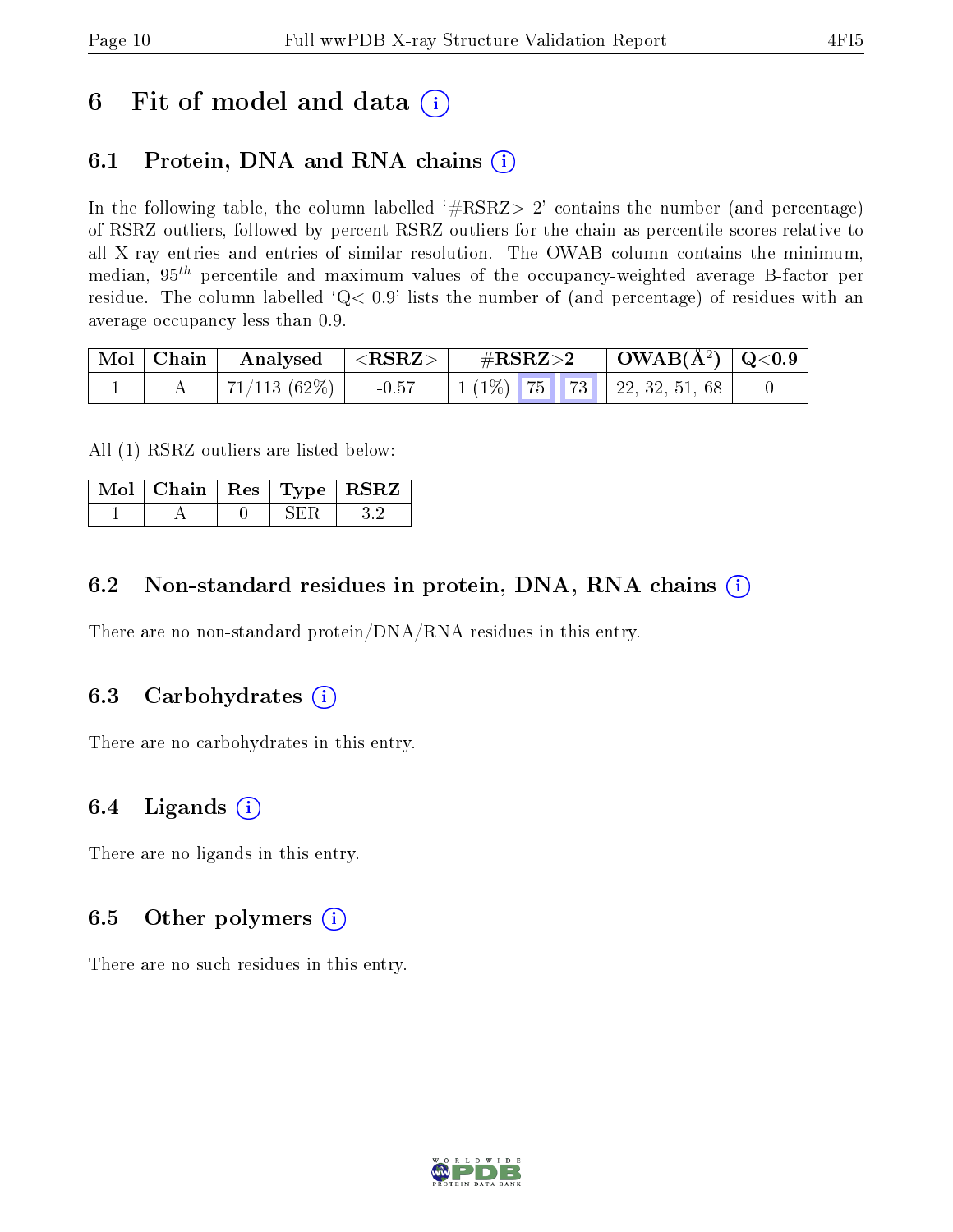# 6 Fit of model and data (i)

## 6.1 Protein, DNA and RNA chains (i)

In the following table, the column labelled '#RSRZ> 2' contains the number (and percentage) of RSRZ outliers, followed by percent RSRZ outliers for the chain as percentile scores relative to all X-ray entries and entries of similar resolution. The OWAB column contains the minimum, median, $95^{th}$ percentile and maximum values of the occupancy-weighted average B-factor per residue. The column labelled 'Q< 0.9' lists the number of (and percentage) of residues with an average occupancy less than 0.9.

| Mol | Chain | Analysed | <RSRZ> | #RSRZ>2 | | | OWAB(Å$^2$) | Q<0.9 |
|---|---|---|---|---|---|---|---|---|
| 1 | A | 71/113 (62%) | -0.57 | 1 (1%) | 75 | 73 | 22, 32, 51, 68 | 0 |

All (1) RSRZ outliers are listed below:

| Mol | Chain | Res | Type | RSRZ |
|---|---|---|---|---|
| 1 | A | 0 | SER | 3.2 |

## 6.2 Non-standard residues in protein, DNA, RNA chains (i)

There are no non-standard protein/DNA/RNA residues in this entry.

## 6.3 Carbohydrates (i)

There are no carbohydrates in this entry.

## 6.4 Ligands (i)

There are no ligands in this entry.

## 6.5 Other polymers (i)

There are no such residues in this entry.